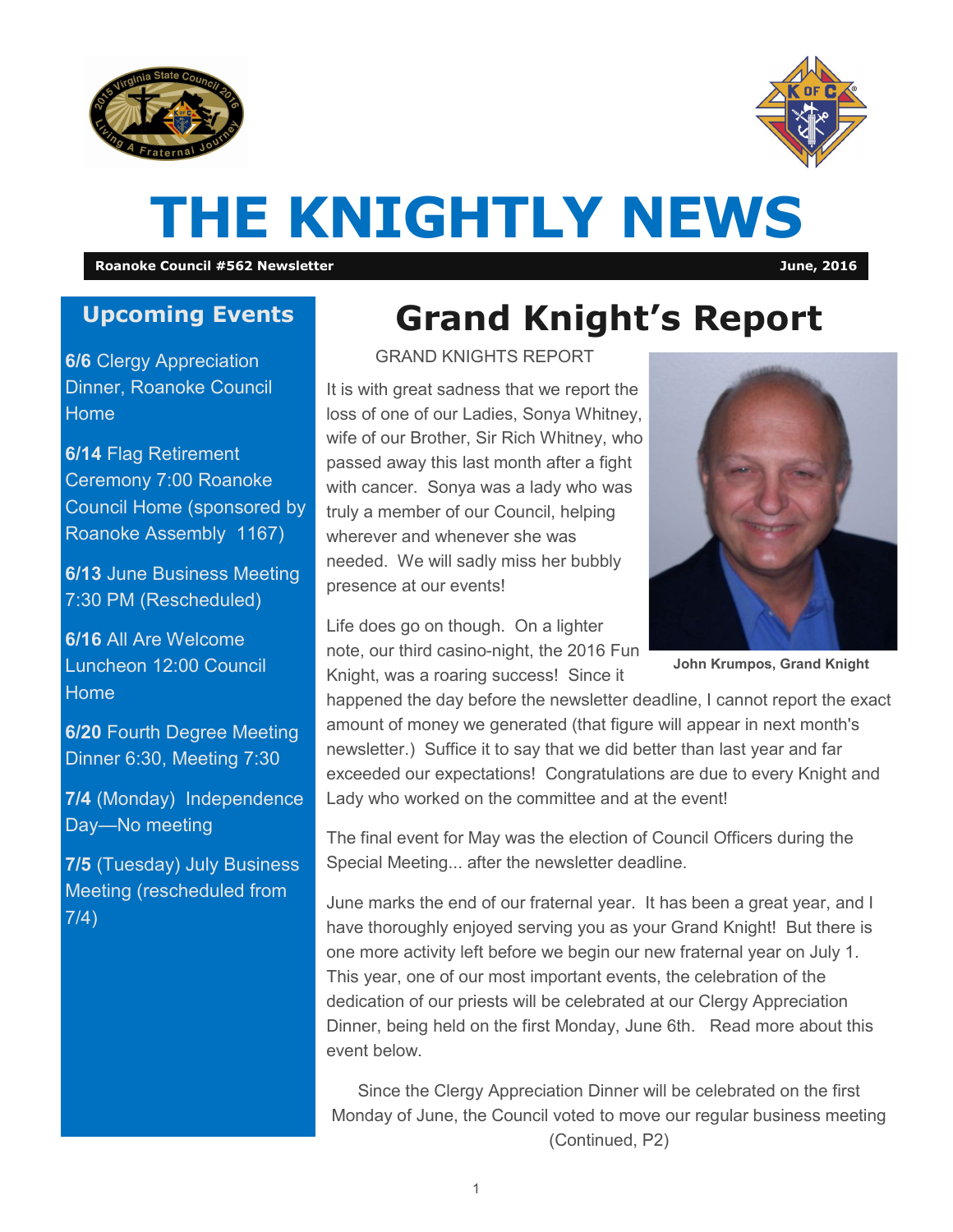# THE KNIGHTLY NEWS

**Roanoke Council #562 Newsletter** — **June, 2016**

## Upcoming Events

**6/6** Clergy Appreciation Dinner, Roanoke Council Home

**6/14** Flag Retirement Ceremony 7:00 Roanoke Council Home (sponsored by Roanoke Assembly 1167)

**6/13** June Business Meeting 7:30 PM (Rescheduled)

**6/16** All Are Welcome Luncheon 12:00 Council Home

**6/20** Fourth Degree Meeting Dinner 6:30, Meeting 7:30

**7/4** (Monday) Independence Day—No meeting

**7/5** (Tuesday) July Business Meeting (rescheduled from 7/4)

## Grand Knight's Report

GRAND KNIGHTS REPORT

It is with great sadness that we report the loss of one of our Ladies, Sonya Whitney, wife of our Brother, Sir Rich Whitney, who passed away this last month after a fight with cancer. Sonya was a lady who was truly a member of our Council, helping wherever and whenever she was needed. We will sadly miss her bubbly presence at our events!

**John Krumpos, Grand Knight**

Life does go on though. On a lighter note, our third casino-night, the 2016 Fun Knight, was a roaring success! Since it happened the day before the newsletter deadline, I cannot report the exact amount of money we generated (that figure will appear in next month's newsletter.) Suffice it to say that we did better than last year and far exceeded our expectations! Congratulations are due to every Knight and Lady who worked on the committee and at the event!

The final event for May was the election of Council Officers during the Special Meeting... after the newsletter deadline.

June marks the end of our fraternal year. It has been a great year, and I have thoroughly enjoyed serving you as your Grand Knight! But there is one more activity left before we begin our new fraternal year on July 1. This year, one of our most important events, the celebration of the dedication of our priests will be celebrated at our Clergy Appreciation Dinner, being held on the first Monday, June 6th. Read more about this event below.

Since the Clergy Appreciation Dinner will be celebrated on the first Monday of June, the Council voted to move our regular business meeting (Continued, P2)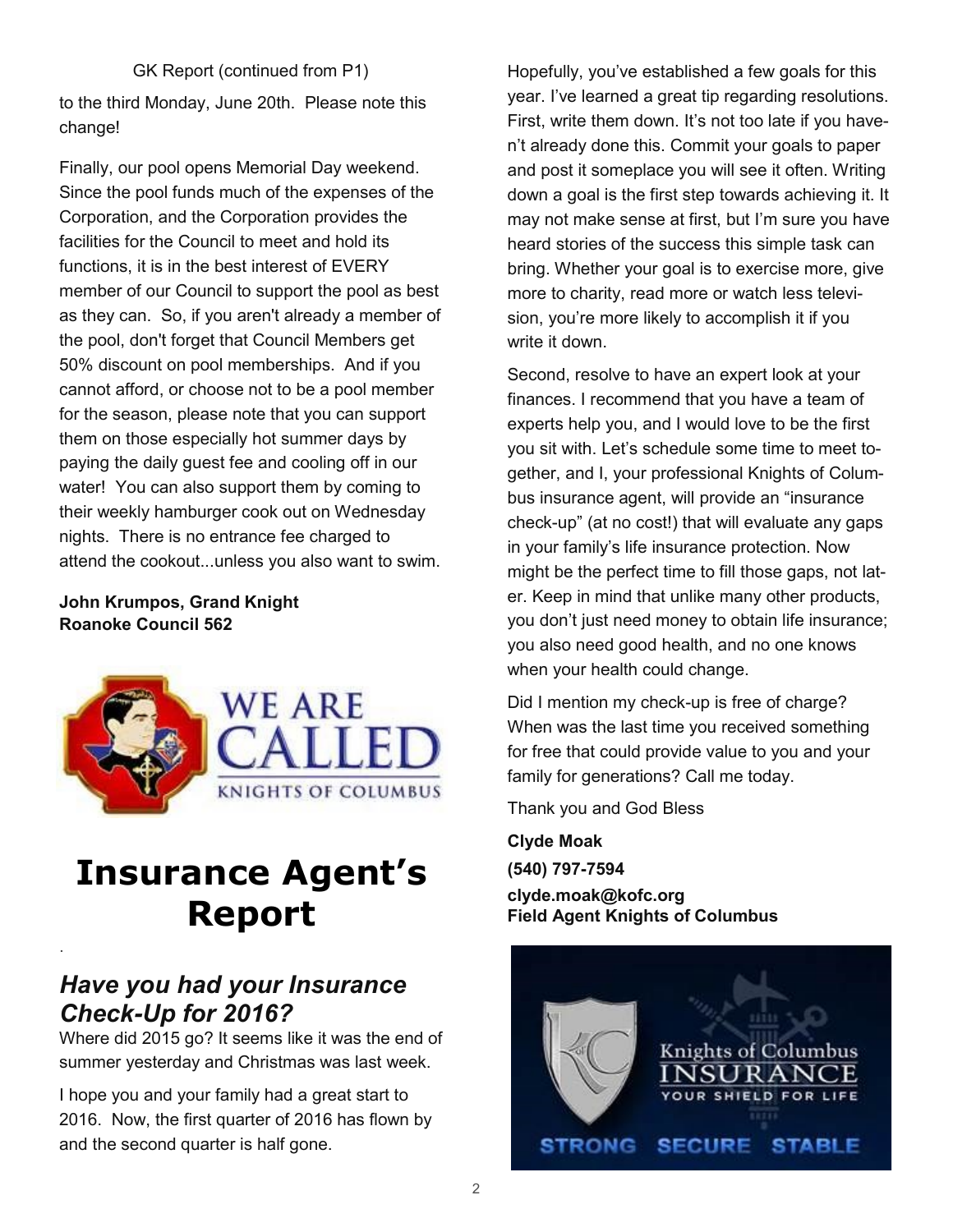GK Report (continued from P1)

to the third Monday, June 20th. Please note this change!

Finally, our pool opens Memorial Day weekend. Since the pool funds much of the expenses of the Corporation, and the Corporation provides the facilities for the Council to meet and hold its functions, it is in the best interest of EVERY member of our Council to support the pool as best as they can. So, if you aren't already a member of the pool, don't forget that Council Members get 50% discount on pool memberships. And if you cannot afford, or choose not to be a pool member for the season, please note that you can support them on those especially hot summer days by paying the daily guest fee and cooling off in our water! You can also support them by coming to their weekly hamburger cook out on Wednesday nights. There is no entrance fee charged to attend the cookout...unless you also want to swim.

**John Krumpos, Grand Knight**
**Roanoke Council 562**

# Insurance Agent's Report

## *Have you had your Insurance Check-Up for 2016?*

Where did 2015 go? It seems like it was the end of summer yesterday and Christmas was last week.

I hope you and your family had a great start to 2016. Now, the first quarter of 2016 has flown by and the second quarter is half gone.

Hopefully, you've established a few goals for this year. I've learned a great tip regarding resolutions. First, write them down. It's not too late if you haven't already done this. Commit your goals to paper and post it someplace you will see it often. Writing down a goal is the first step towards achieving it. It may not make sense at first, but I'm sure you have heard stories of the success this simple task can bring. Whether your goal is to exercise more, give more to charity, read more or watch less television, you're more likely to accomplish it if you write it down.

Second, resolve to have an expert look at your finances. I recommend that you have a team of experts help you, and I would love to be the first you sit with. Let's schedule some time to meet together, and I, your professional Knights of Columbus insurance agent, will provide an "insurance check-up" (at no cost!) that will evaluate any gaps in your family's life insurance protection. Now might be the perfect time to fill those gaps, not later. Keep in mind that unlike many other products, you don't just need money to obtain life insurance; you also need good health, and no one knows when your health could change.

Did I mention my check-up is free of charge? When was the last time you received something for free that could provide value to you and your family for generations? Call me today.

Thank you and God Bless

**Clyde Moak**
**(540) 797-7594**
**clyde.moak@kofc.org**
**Field Agent Knights of Columbus**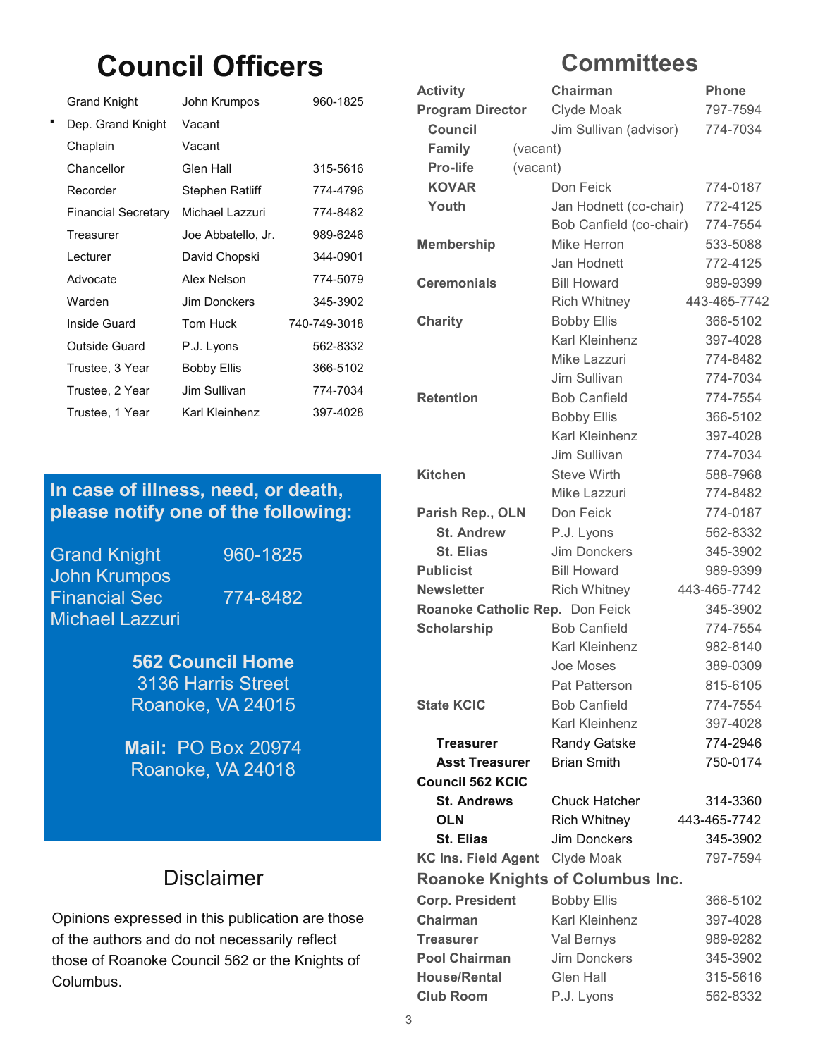# Council Officers

| | | |
|---|---|---|
| Grand Knight | John Krumpos | 960-1825 |
| Dep. Grand Knight | Vacant | |
| Chaplain | Vacant | |
| Chancellor | Glen Hall | 315-5616 |
| Recorder | Stephen Ratliff | 774-4796 |
| Financial Secretary | Michael Lazzuri | 774-8482 |
| Treasurer | Joe Abbatello, Jr. | 989-6246 |
| Lecturer | David Chopski | 344-0901 |
| Advocate | Alex Nelson | 774-5079 |
| Warden | Jim Donckers | 345-3902 |
| Inside Guard | Tom Huck | 740-749-3018 |
| Outside Guard | P.J. Lyons | 562-8332 |
| Trustee, 3 Year | Bobby Ellis | 366-5102 |
| Trustee, 2 Year | Jim Sullivan | 774-7034 |
| Trustee, 1 Year | Karl Kleinhenz | 397-4028 |

**In case of illness, need, or death, please notify one of the following:**

Grand Knight John Krumpos 960-1825
Financial Sec Michael Lazzuri 774-8482

**562 Council Home**
3136 Harris Street
Roanoke, VA 24015

**Mail:** PO Box 20974
Roanoke, VA 24018

## Disclaimer

Opinions expressed in this publication are those of the authors and do not necessarily reflect those of Roanoke Council 562 or the Knights of Columbus.

# Committees

| Activity | Chairman | Phone |
|---|---|---|
| **Program Director** | Clyde Moak | 797-7594 |
| **Council** | Jim Sullivan (advisor) | 774-7034 |
| **Family** | (vacant) | |
| **Pro-life** | (vacant) | |
| **KOVAR** | Don Feick | 774-0187 |
| **Youth** | Jan Hodnett (co-chair) | 772-4125 |
| | Bob Canfield (co-chair) | 774-7554 |
| **Membership** | Mike Herron | 533-5088 |
| | Jan Hodnett | 772-4125 |
| **Ceremonials** | Bill Howard | 989-9399 |
| | Rich Whitney | 443-465-7742 |
| **Charity** | Bobby Ellis | 366-5102 |
| | Karl Kleinhenz | 397-4028 |
| | Mike Lazzuri | 774-8482 |
| | Jim Sullivan | 774-7034 |
| **Retention** | Bob Canfield | 774-7554 |
| | Bobby Ellis | 366-5102 |
| | Karl Kleinhenz | 397-4028 |
| | Jim Sullivan | 774-7034 |
| **Kitchen** | Steve Wirth | 588-7968 |
| | Mike Lazzuri | 774-8482 |
| **Parish Rep., OLN** | Don Feick | 774-0187 |
| **St. Andrew** | P.J. Lyons | 562-8332 |
| **St. Elias** | Jim Donckers | 345-3902 |
| **Publicist** | Bill Howard | 989-9399 |
| **Newsletter** | Rich Whitney | 443-465-7742 |
| **Roanoke Catholic Rep.** | Don Feick | 345-3902 |
| **Scholarship** | Bob Canfield | 774-7554 |
| | Karl Kleinhenz | 982-8140 |
| | Joe Moses | 389-0309 |
| | Pat Patterson | 815-6105 |
| **State KCIC** | Bob Canfield | 774-7554 |
| | Karl Kleinhenz | 397-4028 |
| **Treasurer** | Randy Gatske | 774-2946 |
| **Asst Treasurer** | Brian Smith | 750-0174 |
| **Council 562 KCIC** | | |
| **St. Andrews** | Chuck Hatcher | 314-3360 |
| **OLN** | Rich Whitney | 443-465-7742 |
| **St. Elias** | Jim Donckers | 345-3902 |
| **KC Ins. Field Agent** | Clyde Moak | 797-7594 |

## Roanoke Knights of Columbus Inc.

| | | |
|---|---|---|
| **Corp. President** | Bobby Ellis | 366-5102 |
| **Chairman** | Karl Kleinhenz | 397-4028 |
| **Treasurer** | Val Bernys | 989-9282 |
| **Pool Chairman** | Jim Donckers | 345-3902 |
| **House/Rental** | Glen Hall | 315-5616 |
| **Club Room** | P.J. Lyons | 562-8332 |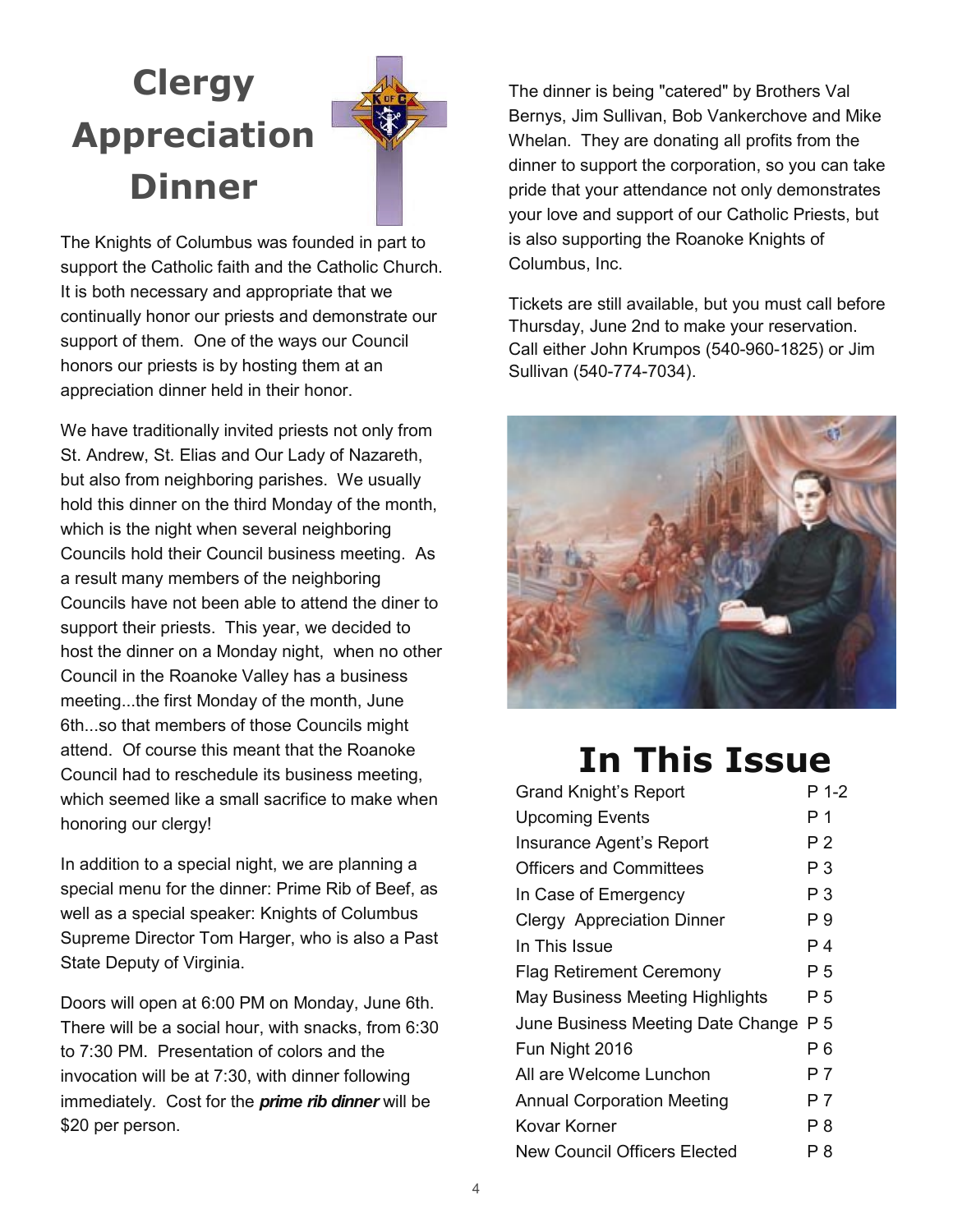# Clergy Appreciation Dinner

The Knights of Columbus was founded in part to support the Catholic faith and the Catholic Church. It is both necessary and appropriate that we continually honor our priests and demonstrate our support of them. One of the ways our Council honors our priests is by hosting them at an appreciation dinner held in their honor.

We have traditionally invited priests not only from St. Andrew, St. Elias and Our Lady of Nazareth, but also from neighboring parishes. We usually hold this dinner on the third Monday of the month, which is the night when several neighboring Councils hold their Council business meeting. As a result many members of the neighboring Councils have not been able to attend the diner to support their priests. This year, we decided to host the dinner on a Monday night, when no other Council in the Roanoke Valley has a business meeting...the first Monday of the month, June 6th...so that members of those Councils might attend. Of course this meant that the Roanoke Council had to reschedule its business meeting, which seemed like a small sacrifice to make when honoring our clergy!

In addition to a special night, we are planning a special menu for the dinner: Prime Rib of Beef, as well as a special speaker: Knights of Columbus Supreme Director Tom Harger, who is also a Past State Deputy of Virginia.

Doors will open at 6:00 PM on Monday, June 6th. There will be a social hour, with snacks, from 6:30 to 7:30 PM. Presentation of colors and the invocation will be at 7:30, with dinner following immediately. Cost for the ***prime rib dinner*** will be $20 per person.

The dinner is being "catered" by Brothers Val Bernys, Jim Sullivan, Bob Vankerchove and Mike Whelan. They are donating all profits from the dinner to support the corporation, so you can take pride that your attendance not only demonstrates your love and support of our Catholic Priests, but is also supporting the Roanoke Knights of Columbus, Inc.

Tickets are still available, but you must call before Thursday, June 2nd to make your reservation. Call either John Krumpos (540-960-1825) or Jim Sullivan (540-774-7034).

# In This Issue

| | |
|---|---|
| Grand Knight's Report | P 1-2 |
| Upcoming Events | P 1 |
| Insurance Agent's Report | P 2 |
| Officers and Committees | P 3 |
| In Case of Emergency | P 3 |
| Clergy Appreciation Dinner | P 9 |
| In This Issue | P 4 |
| Flag Retirement Ceremony | P 5 |
| May Business Meeting Highlights | P 5 |
| June Business Meeting Date Change | P 5 |
| Fun Night 2016 | P 6 |
| All are Welcome Lunchon | P 7 |
| Annual Corporation Meeting | P 7 |
| Kovar Korner | P 8 |
| New Council Officers Elected | P 8 |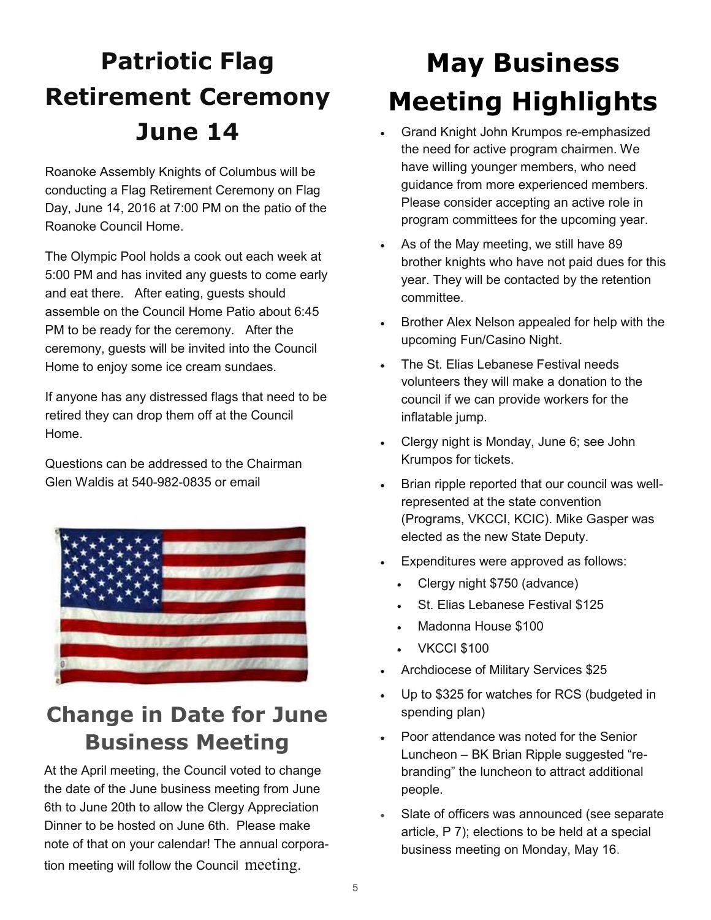# Patriotic Flag Retirement Ceremony June 14

Roanoke Assembly Knights of Columbus will be conducting a Flag Retirement Ceremony on Flag Day, June 14, 2016 at 7:00 PM on the patio of the Roanoke Council Home.

The Olympic Pool holds a cook out each week at 5:00 PM and has invited any guests to come early and eat there. After eating, guests should assemble on the Council Home Patio about 6:45 PM to be ready for the ceremony. After the ceremony, guests will be invited into the Council Home to enjoy some ice cream sundaes.

If anyone has any distressed flags that need to be retired they can drop them off at the Council Home.

Questions can be addressed to the Chairman Glen Waldis at 540-982-0835 or email

## Change in Date for June Business Meeting

At the April meeting, the Council voted to change the date of the June business meeting from June 6th to June 20th to allow the Clergy Appreciation Dinner to be hosted on June 6th. Please make note of that on your calendar! The annual corporation meeting will follow the Council meeting.

# May Business Meeting Highlights

- Grand Knight John Krumpos re-emphasized the need for active program chairmen. We have willing younger members, who need guidance from more experienced members. Please consider accepting an active role in program committees for the upcoming year.
- As of the May meeting, we still have 89 brother knights who have not paid dues for this year. They will be contacted by the retention committee.
- Brother Alex Nelson appealed for help with the upcoming Fun/Casino Night.
- The St. Elias Lebanese Festival needs volunteers they will make a donation to the council if we can provide workers for the inflatable jump.
- Clergy night is Monday, June 6; see John Krumpos for tickets.
- Brian ripple reported that our council was well-represented at the state convention (Programs, VKCCI, KCIC). Mike Gasper was elected as the new State Deputy.
- Expenditures were approved as follows:
  - Clergy night $750 (advance)
  - St. Elias Lebanese Festival $125
  - Madonna House $100
  - VKCCI $100
- Archdiocese of Military Services $25
- Up to $325 for watches for RCS (budgeted in spending plan)
- Poor attendance was noted for the Senior Luncheon – BK Brian Ripple suggested "re-branding" the luncheon to attract additional people.
- Slate of officers was announced (see separate article, P 7); elections to be held at a special business meeting on Monday, May 16.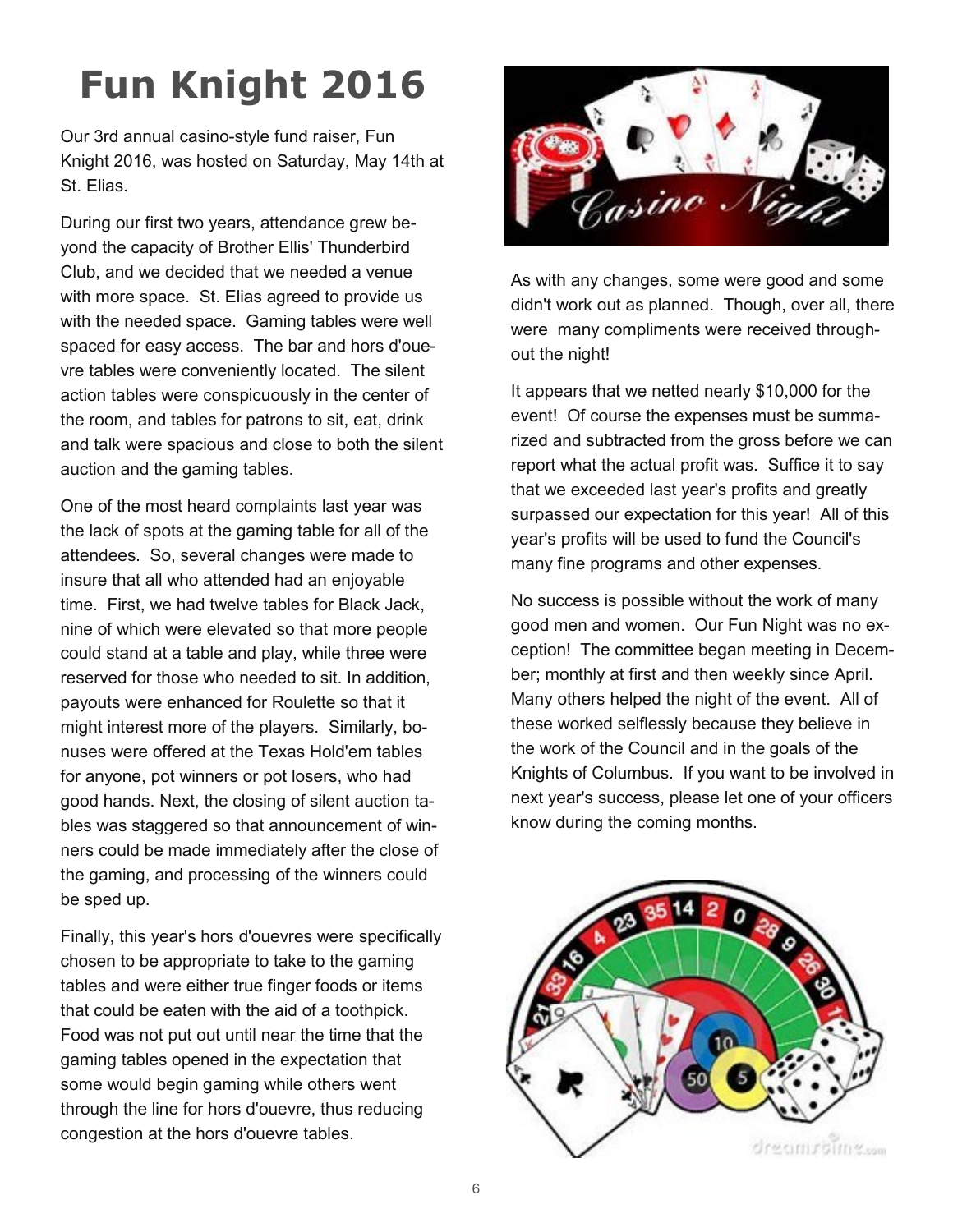# Fun Knight 2016

Our 3rd annual casino-style fund raiser, Fun Knight 2016, was hosted on Saturday, May 14th at St. Elias.

During our first two years, attendance grew beyond the capacity of Brother Ellis' Thunderbird Club, and we decided that we needed a venue with more space. St. Elias agreed to provide us with the needed space. Gaming tables were well spaced for easy access. The bar and hors d'ouevre tables were conveniently located. The silent action tables were conspicuously in the center of the room, and tables for patrons to sit, eat, drink and talk were spacious and close to both the silent auction and the gaming tables.

One of the most heard complaints last year was the lack of spots at the gaming table for all of the attendees. So, several changes were made to insure that all who attended had an enjoyable time. First, we had twelve tables for Black Jack, nine of which were elevated so that more people could stand at a table and play, while three were reserved for those who needed to sit. In addition, payouts were enhanced for Roulette so that it might interest more of the players. Similarly, bonuses were offered at the Texas Hold'em tables for anyone, pot winners or pot losers, who had good hands. Next, the closing of silent auction tables was staggered so that announcement of winners could be made immediately after the close of the gaming, and processing of the winners could be sped up.

Finally, this year's hors d'ouevres were specifically chosen to be appropriate to take to the gaming tables and were either true finger foods or items that could be eaten with the aid of a toothpick. Food was not put out until near the time that the gaming tables opened in the expectation that some would begin gaming while others went through the line for hors d'ouevre, thus reducing congestion at the hors d'ouevre tables.

As with any changes, some were good and some didn't work out as planned. Though, over all, there were many compliments were received throughout the night!

It appears that we netted nearly $10,000 for the event! Of course the expenses must be summarized and subtracted from the gross before we can report what the actual profit was. Suffice it to say that we exceeded last year's profits and greatly surpassed our expectation for this year! All of this year's profits will be used to fund the Council's many fine programs and other expenses.

No success is possible without the work of many good men and women. Our Fun Night was no exception! The committee began meeting in December; monthly at first and then weekly since April. Many others helped the night of the event. All of these worked selflessly because they believe in the work of the Council and in the goals of the Knights of Columbus. If you want to be involved in next year's success, please let one of your officers know during the coming months.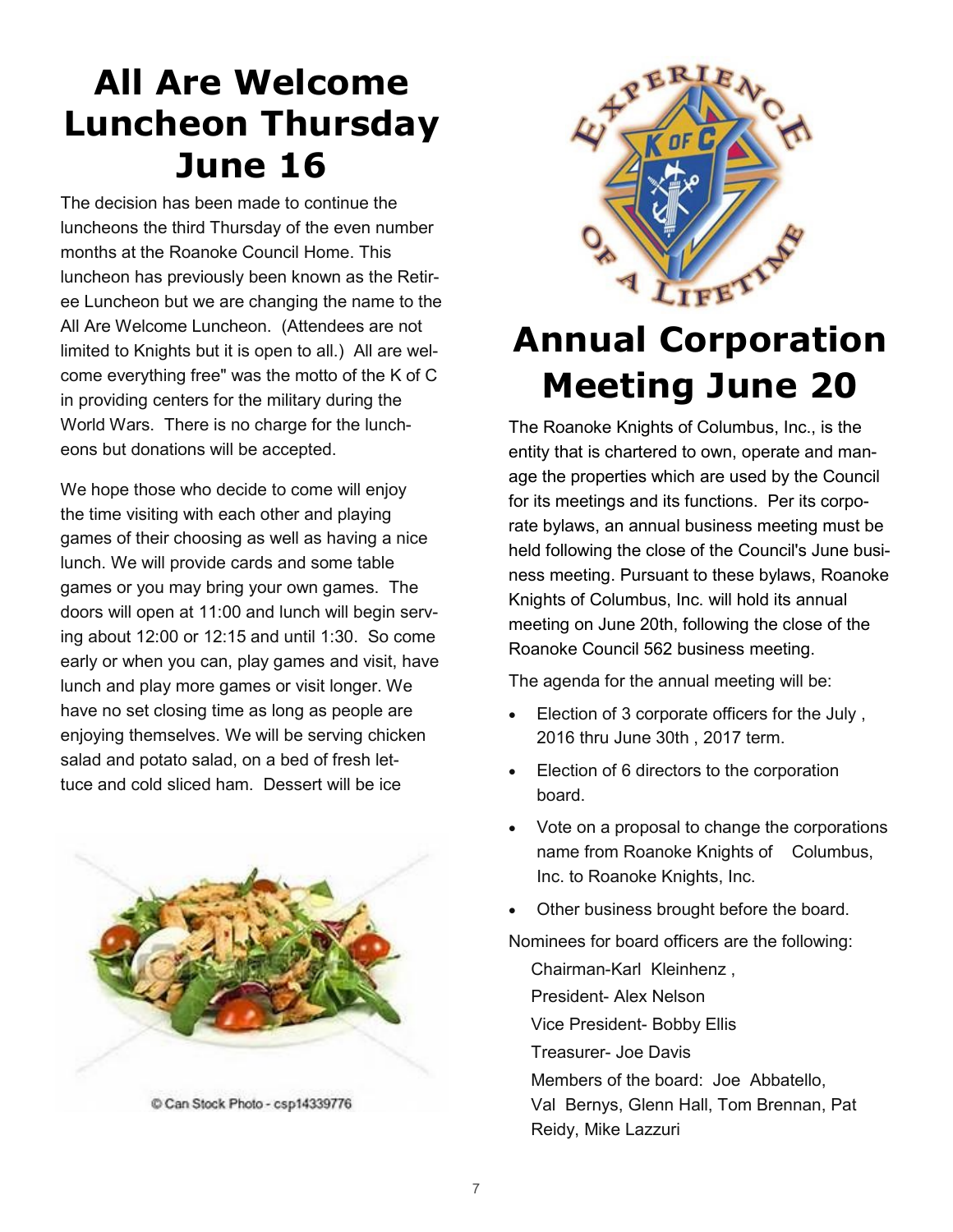# All Are Welcome Luncheon Thursday June 16

The decision has been made to continue the luncheons the third Thursday of the even number months at the Roanoke Council Home. This luncheon has previously been known as the Retiree Luncheon but we are changing the name to the All Are Welcome Luncheon. (Attendees are not limited to Knights but it is open to all.) All are welcome everything free" was the motto of the K of C in providing centers for the military during the World Wars. There is no charge for the luncheons but donations will be accepted.

We hope those who decide to come will enjoy the time visiting with each other and playing games of their choosing as well as having a nice lunch. We will provide cards and some table games or you may bring your own games. The doors will open at 11:00 and lunch will begin serving about 12:00 or 12:15 and until 1:30. So come early or when you can, play games and visit, have lunch and play more games or visit longer. We have no set closing time as long as people are enjoying themselves. We will be serving chicken salad and potato salad, on a bed of fresh lettuce and cold sliced ham. Dessert will be ice

© Can Stock Photo - csp14339776

# Annual Corporation Meeting June 20

The Roanoke Knights of Columbus, Inc., is the entity that is chartered to own, operate and manage the properties which are used by the Council for its meetings and its functions. Per its corporate bylaws, an annual business meeting must be held following the close of the Council's June business meeting. Pursuant to these bylaws, Roanoke Knights of Columbus, Inc. will hold its annual meeting on June 20th, following the close of the Roanoke Council 562 business meeting.

The agenda for the annual meeting will be:

- Election of 3 corporate officers for the July , 2016 thru June 30th , 2017 term.
- Election of 6 directors to the corporation board.
- Vote on a proposal to change the corporations name from Roanoke Knights of Columbus, Inc. to Roanoke Knights, Inc.
- Other business brought before the board.

Nominees for board officers are the following:

Chairman-Karl Kleinhenz ,

President- Alex Nelson

Vice President- Bobby Ellis

Treasurer- Joe Davis

Members of the board: Joe Abbatello, Val Bernys, Glenn Hall, Tom Brennan, Pat Reidy, Mike Lazzuri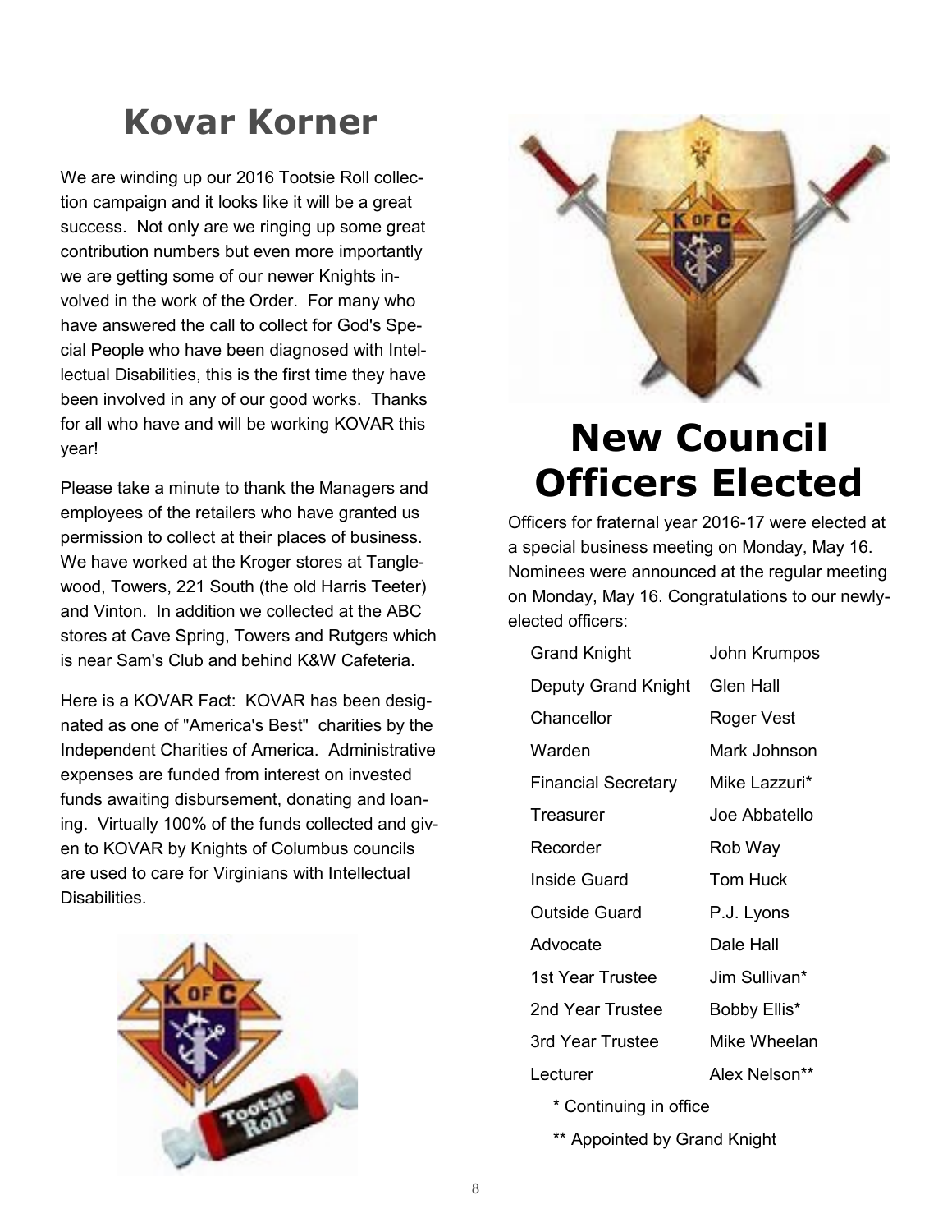# Kovar Korner

We are winding up our 2016 Tootsie Roll collection campaign and it looks like it will be a great success. Not only are we ringing up some great contribution numbers but even more importantly we are getting some of our newer Knights involved in the work of the Order. For many who have answered the call to collect for God's Special People who have been diagnosed with Intellectual Disabilities, this is the first time they have been involved in any of our good works. Thanks for all who have and will be working KOVAR this year!

Please take a minute to thank the Managers and employees of the retailers who have granted us permission to collect at their places of business. We have worked at the Kroger stores at Tanglewood, Towers, 221 South (the old Harris Teeter) and Vinton. In addition we collected at the ABC stores at Cave Spring, Towers and Rutgers which is near Sam's Club and behind K&W Cafeteria.

Here is a KOVAR Fact: KOVAR has been designated as one of "America's Best" charities by the Independent Charities of America. Administrative expenses are funded from interest on invested funds awaiting disbursement, donating and loaning. Virtually 100% of the funds collected and given to KOVAR by Knights of Columbus councils are used to care for Virginians with Intellectual Disabilities.

# New Council Officers Elected

Officers for fraternal year 2016-17 were elected at a special business meeting on Monday, May 16. Nominees were announced at the regular meeting on Monday, May 16. Congratulations to our newly-elected officers:

| | |
|---|---|
| Grand Knight | John Krumpos |
| Deputy Grand Knight | Glen Hall |
| Chancellor | Roger Vest |
| Warden | Mark Johnson |
| Financial Secretary | Mike Lazzuri* |
| Treasurer | Joe Abbatello |
| Recorder | Rob Way |
| Inside Guard | Tom Huck |
| Outside Guard | P.J. Lyons |
| Advocate | Dale Hall |
| 1st Year Trustee | Jim Sullivan* |
| 2nd Year Trustee | Bobby Ellis* |
| 3rd Year Trustee | Mike Wheelan |
| Lecturer | Alex Nelson** |

\* Continuing in office

\** Appointed by Grand Knight